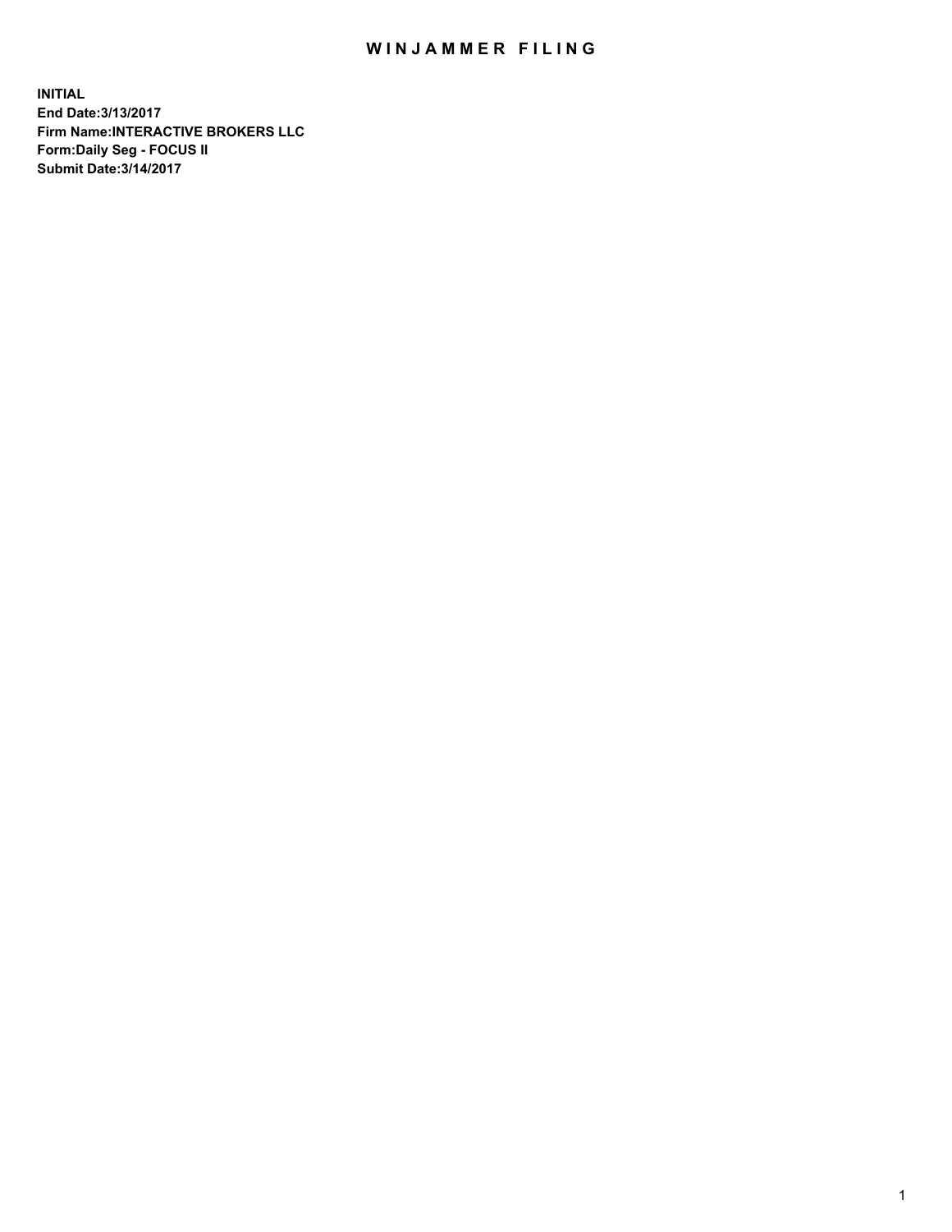# WINJAMMER FILING

**INITIAL**
**End Date:3/13/2017**
**Firm Name:INTERACTIVE BROKERS LLC**
**Form:Daily Seg - FOCUS II**
**Submit Date:3/14/2017**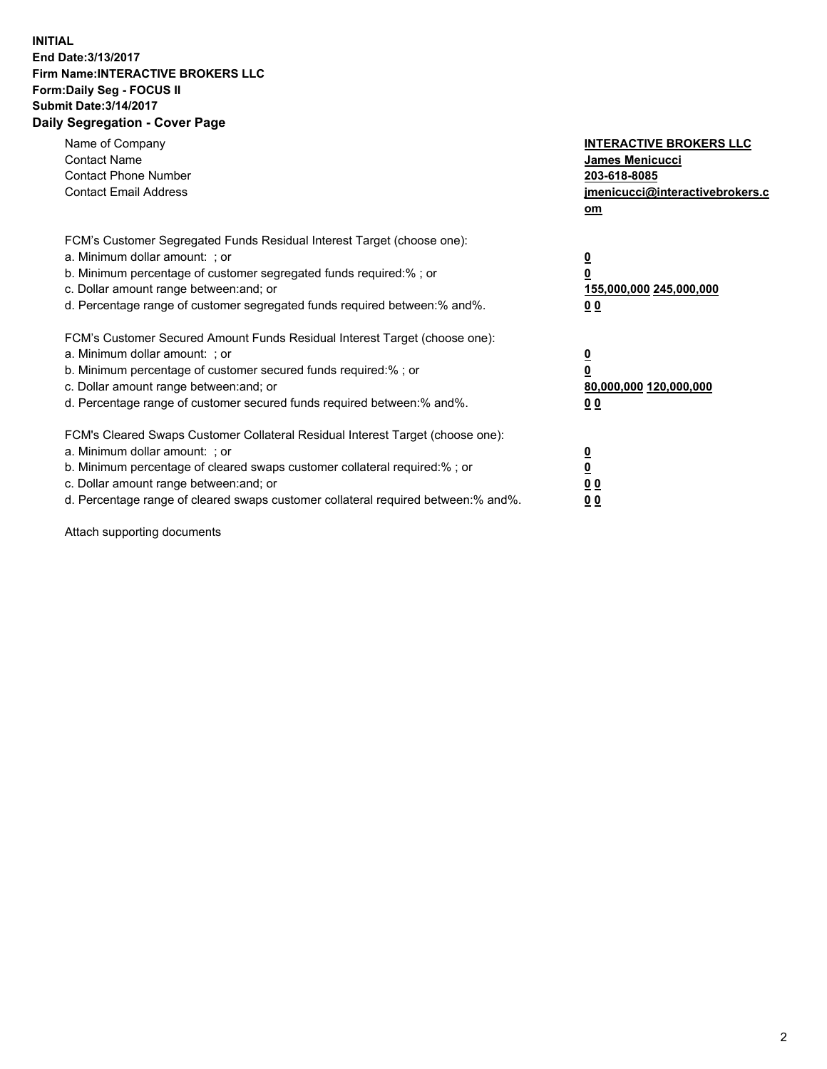**INITIAL**
**End Date:3/13/2017**
**Firm Name:INTERACTIVE BROKERS LLC**
**Form:Daily Seg - FOCUS II**
**Submit Date:3/14/2017**
**Daily Segregation - Cover Page**

| | |
|---|---|
| Name of Company | **INTERACTIVE BROKERS LLC** |
| Contact Name | **James Menicucci** |
| Contact Phone Number | **203-618-8085** |
| Contact Email Address | **jmenicucci@interactivebrokers.com** |

| | |
|---|---|
| FCM's Customer Segregated Funds Residual Interest Target (choose one): | |
| a. Minimum dollar amount: ; or | **0** |
| b. Minimum percentage of customer segregated funds required:% ; or | **0** |
| c. Dollar amount range between:and; or | **155,000,000 245,000,000** |
| d. Percentage range of customer segregated funds required between:% and%. | **0 0** |
| FCM's Customer Secured Amount Funds Residual Interest Target (choose one): | |
| a. Minimum dollar amount: ; or | **0** |
| b. Minimum percentage of customer secured funds required:% ; or | **0** |
| c. Dollar amount range between:and; or | **80,000,000 120,000,000** |
| d. Percentage range of customer secured funds required between:% and%. | **0 0** |
| FCM's Cleared Swaps Customer Collateral Residual Interest Target (choose one): | |
| a. Minimum dollar amount: ; or | **0** |
| b. Minimum percentage of cleared swaps customer collateral required:% ; or | **0** |
| c. Dollar amount range between:and; or | **0 0** |
| d. Percentage range of cleared swaps customer collateral required between:% and%. | **0 0** |

Attach supporting documents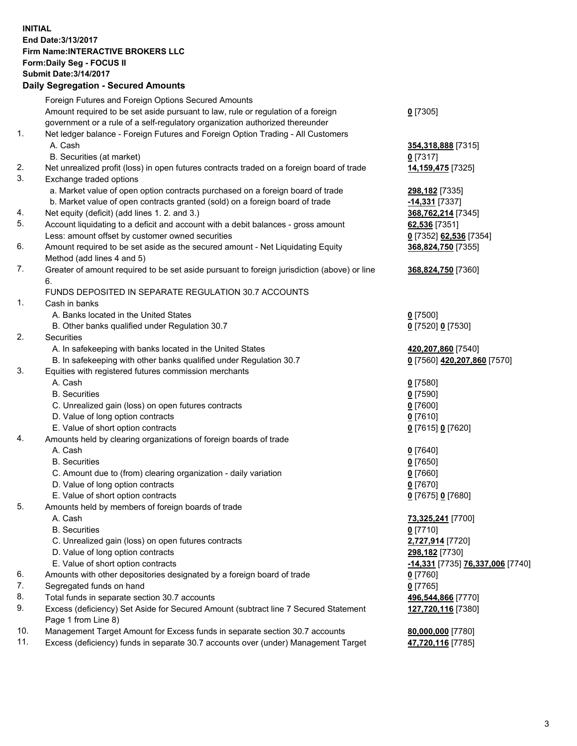**INITIAL**
**End Date:3/13/2017**
**Firm Name:INTERACTIVE BROKERS LLC**
**Form:Daily Seg - FOCUS II**
**Submit Date:3/14/2017**

## Daily Segregation - Secured Amounts

| | | |
|---|---|---|
| | Foreign Futures and Foreign Options Secured Amounts | |
| | Amount required to be set aside pursuant to law, rule or regulation of a foreign government or a rule of a self-regulatory organization authorized thereunder | **0** [7305] |
| 1. | Net ledger balance - Foreign Futures and Foreign Option Trading - All Customers | |
| | A. Cash | **354,318,888** [7315] |
| | B. Securities (at market) | **0** [7317] |
| 2. | Net unrealized profit (loss) in open futures contracts traded on a foreign board of trade | **14,159,475** [7325] |
| 3. | Exchange traded options | |
| | a. Market value of open option contracts purchased on a foreign board of trade | **298,182** [7335] |
| | b. Market value of open contracts granted (sold) on a foreign board of trade | **-14,331** [7337] |
| 4. | Net equity (deficit) (add lines 1. 2. and 3.) | **368,762,214** [7345] |
| 5. | Account liquidating to a deficit and account with a debit balances - gross amount | **62,536** [7351] |
| | Less: amount offset by customer owned securities | **0** [7352] **62,536** [7354] |
| 6. | Amount required to be set aside as the secured amount - Net Liquidating Equity Method (add lines 4 and 5) | **368,824,750** [7355] |
| 7. | Greater of amount required to be set aside pursuant to foreign jurisdiction (above) or line 6. | **368,824,750** [7360] |
| | FUNDS DEPOSITED IN SEPARATE REGULATION 30.7 ACCOUNTS | |
| 1. | Cash in banks | |
| | A. Banks located in the United States | **0** [7500] |
| | B. Other banks qualified under Regulation 30.7 | **0** [7520] **0** [7530] |
| 2. | Securities | |
| | A. In safekeeping with banks located in the United States | **420,207,860** [7540] |
| | B. In safekeeping with other banks qualified under Regulation 30.7 | **0** [7560] **420,207,860** [7570] |
| 3. | Equities with registered futures commission merchants | |
| | A. Cash | **0** [7580] |
| | B. Securities | **0** [7590] |
| | C. Unrealized gain (loss) on open futures contracts | **0** [7600] |
| | D. Value of long option contracts | **0** [7610] |
| | E. Value of short option contracts | **0** [7615] **0** [7620] |
| 4. | Amounts held by clearing organizations of foreign boards of trade | |
| | A. Cash | **0** [7640] |
| | B. Securities | **0** [7650] |
| | C. Amount due to (from) clearing organization - daily variation | **0** [7660] |
| | D. Value of long option contracts | **0** [7670] |
| | E. Value of short option contracts | **0** [7675] **0** [7680] |
| 5. | Amounts held by members of foreign boards of trade | |
| | A. Cash | **73,325,241** [7700] |
| | B. Securities | **0** [7710] |
| | C. Unrealized gain (loss) on open futures contracts | **2,727,914** [7720] |
| | D. Value of long option contracts | **298,182** [7730] |
| | E. Value of short option contracts | **-14,331** [7735] **76,337,006** [7740] |
| 6. | Amounts with other depositories designated by a foreign board of trade | **0** [7760] |
| 7. | Segregated funds on hand | **0** [7765] |
| 8. | Total funds in separate section 30.7 accounts | **496,544,866** [7770] |
| 9. | Excess (deficiency) Set Aside for Secured Amount (subtract line 7 Secured Statement Page 1 from Line 8) | **127,720,116** [7380] |
| 10. | Management Target Amount for Excess funds in separate section 30.7 accounts | **80,000,000** [7780] |
| 11. | Excess (deficiency) funds in separate 30.7 accounts over (under) Management Target | **47,720,116** [7785] |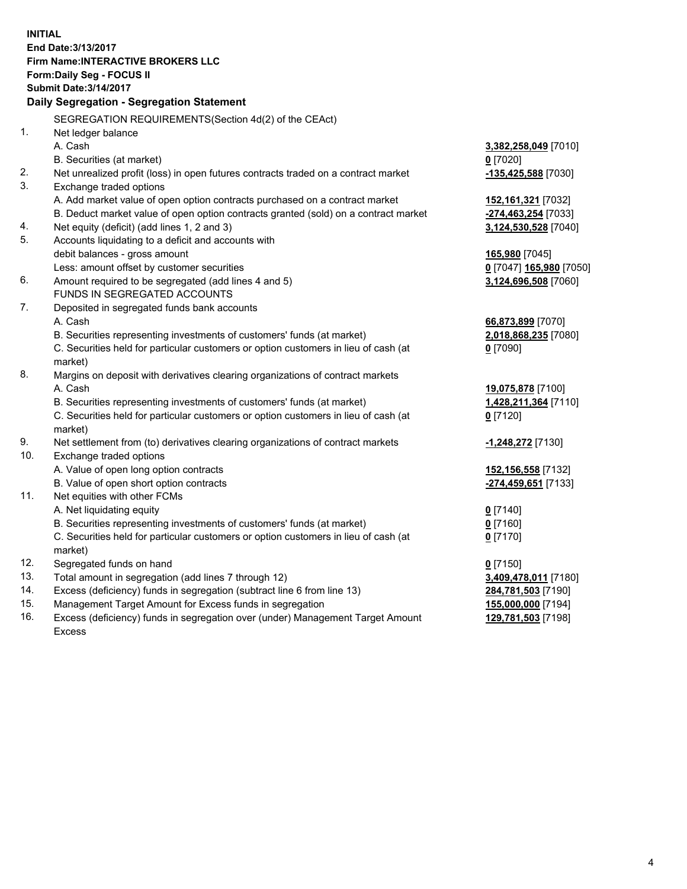**INITIAL**
**End Date:3/13/2017**
**Firm Name:INTERACTIVE BROKERS LLC**
**Form:Daily Seg - FOCUS II**
**Submit Date:3/14/2017**
**Daily Segregation - Segregation Statement**

SEGREGATION REQUIREMENTS(Section 4d(2) of the CEAct)

| | | |
|---|---|---|
| 1. | Net ledger balance | |
| | A. Cash | **3,382,258,049** [7010] |
| | B. Securities (at market) | **0** [7020] |
| 2. | Net unrealized profit (loss) in open futures contracts traded on a contract market | **-135,425,588** [7030] |
| 3. | Exchange traded options | |
| | A. Add market value of open option contracts purchased on a contract market | **152,161,321** [7032] |
| | B. Deduct market value of open option contracts granted (sold) on a contract market | **-274,463,254** [7033] |
| 4. | Net equity (deficit) (add lines 1, 2 and 3) | **3,124,530,528** [7040] |
| 5. | Accounts liquidating to a deficit and accounts with | |
| | debit balances - gross amount | **165,980** [7045] |
| | Less: amount offset by customer securities | **0** [7047] **165,980** [7050] |
| 6. | Amount required to be segregated (add lines 4 and 5) | **3,124,696,508** [7060] |
| | FUNDS IN SEGREGATED ACCOUNTS | |
| 7. | Deposited in segregated funds bank accounts | |
| | A. Cash | **66,873,899** [7070] |
| | B. Securities representing investments of customers' funds (at market) | **2,018,868,235** [7080] |
| | C. Securities held for particular customers or option customers in lieu of cash (at market) | **0** [7090] |
| 8. | Margins on deposit with derivatives clearing organizations of contract markets | |
| | A. Cash | **19,075,878** [7100] |
| | B. Securities representing investments of customers' funds (at market) | **1,428,211,364** [7110] |
| | C. Securities held for particular customers or option customers in lieu of cash (at market) | **0** [7120] |
| 9. | Net settlement from (to) derivatives clearing organizations of contract markets | **-1,248,272** [7130] |
| 10. | Exchange traded options | |
| | A. Value of open long option contracts | **152,156,558** [7132] |
| | B. Value of open short option contracts | **-274,459,651** [7133] |
| 11. | Net equities with other FCMs | |
| | A. Net liquidating equity | **0** [7140] |
| | B. Securities representing investments of customers' funds (at market) | **0** [7160] |
| | C. Securities held for particular customers or option customers in lieu of cash (at market) | **0** [7170] |
| 12. | Segregated funds on hand | **0** [7150] |
| 13. | Total amount in segregation (add lines 7 through 12) | **3,409,478,011** [7180] |
| 14. | Excess (deficiency) funds in segregation (subtract line 6 from line 13) | **284,781,503** [7190] |
| 15. | Management Target Amount for Excess funds in segregation | **155,000,000** [7194] |
| 16. | Excess (deficiency) funds in segregation over (under) Management Target Amount Excess | **129,781,503** [7198] |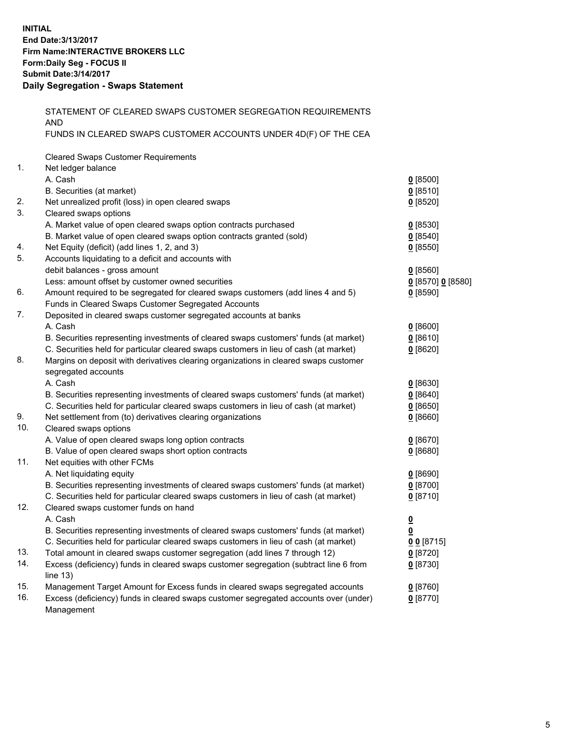**INITIAL**
**End Date:3/13/2017**
**Firm Name:INTERACTIVE BROKERS LLC**
**Form:Daily Seg - FOCUS II**
**Submit Date:3/14/2017**
**Daily Segregation - Swaps Statement**

STATEMENT OF CLEARED SWAPS CUSTOMER SEGREGATION REQUIREMENTS AND FUNDS IN CLEARED SWAPS CUSTOMER ACCOUNTS UNDER 4D(F) OF THE CEA

| | | |
|---|---|---|
| | Cleared Swaps Customer Requirements | |
| 1. | Net ledger balance | |
| | A. Cash | 0 [8500] |
| | B. Securities (at market) | 0 [8510] |
| 2. | Net unrealized profit (loss) in open cleared swaps | 0 [8520] |
| 3. | Cleared swaps options | |
| | A. Market value of open cleared swaps option contracts purchased | 0 [8530] |
| | B. Market value of open cleared swaps option contracts granted (sold) | 0 [8540] |
| 4. | Net Equity (deficit) (add lines 1, 2, and 3) | 0 [8550] |
| 5. | Accounts liquidating to a deficit and accounts with debit balances - gross amount | 0 [8560] |
| | Less: amount offset by customer owned securities | 0 [8570] 0 [8580] |
| 6. | Amount required to be segregated for cleared swaps customers (add lines 4 and 5) | 0 [8590] |
| | Funds in Cleared Swaps Customer Segregated Accounts | |
| 7. | Deposited in cleared swaps customer segregated accounts at banks | |
| | A. Cash | 0 [8600] |
| | B. Securities representing investments of cleared swaps customers' funds (at market) | 0 [8610] |
| | C. Securities held for particular cleared swaps customers in lieu of cash (at market) | 0 [8620] |
| 8. | Margins on deposit with derivatives clearing organizations in cleared swaps customer segregated accounts | |
| | A. Cash | 0 [8630] |
| | B. Securities representing investments of cleared swaps customers' funds (at market) | 0 [8640] |
| | C. Securities held for particular cleared swaps customers in lieu of cash (at market) | 0 [8650] |
| 9. | Net settlement from (to) derivatives clearing organizations | 0 [8660] |
| 10. | Cleared swaps options | |
| | A. Value of open cleared swaps long option contracts | 0 [8670] |
| | B. Value of open cleared swaps short option contracts | 0 [8680] |
| 11. | Net equities with other FCMs | |
| | A. Net liquidating equity | 0 [8690] |
| | B. Securities representing investments of cleared swaps customers' funds (at market) | 0 [8700] |
| | C. Securities held for particular cleared swaps customers in lieu of cash (at market) | 0 [8710] |
| 12. | Cleared swaps customer funds on hand | |
| | A. Cash | 0 |
| | B. Securities representing investments of cleared swaps customers' funds (at market) | 0 |
| | C. Securities held for particular cleared swaps customers in lieu of cash (at market) | 0 0 [8715] |
| 13. | Total amount in cleared swaps customer segregation (add lines 7 through 12) | 0 [8720] |
| 14. | Excess (deficiency) funds in cleared swaps customer segregation (subtract line 6 from line 13) | 0 [8730] |
| 15. | Management Target Amount for Excess funds in cleared swaps segregated accounts | 0 [8760] |
| 16. | Excess (deficiency) funds in cleared swaps customer segregated accounts over (under) Management | 0 [8770] |